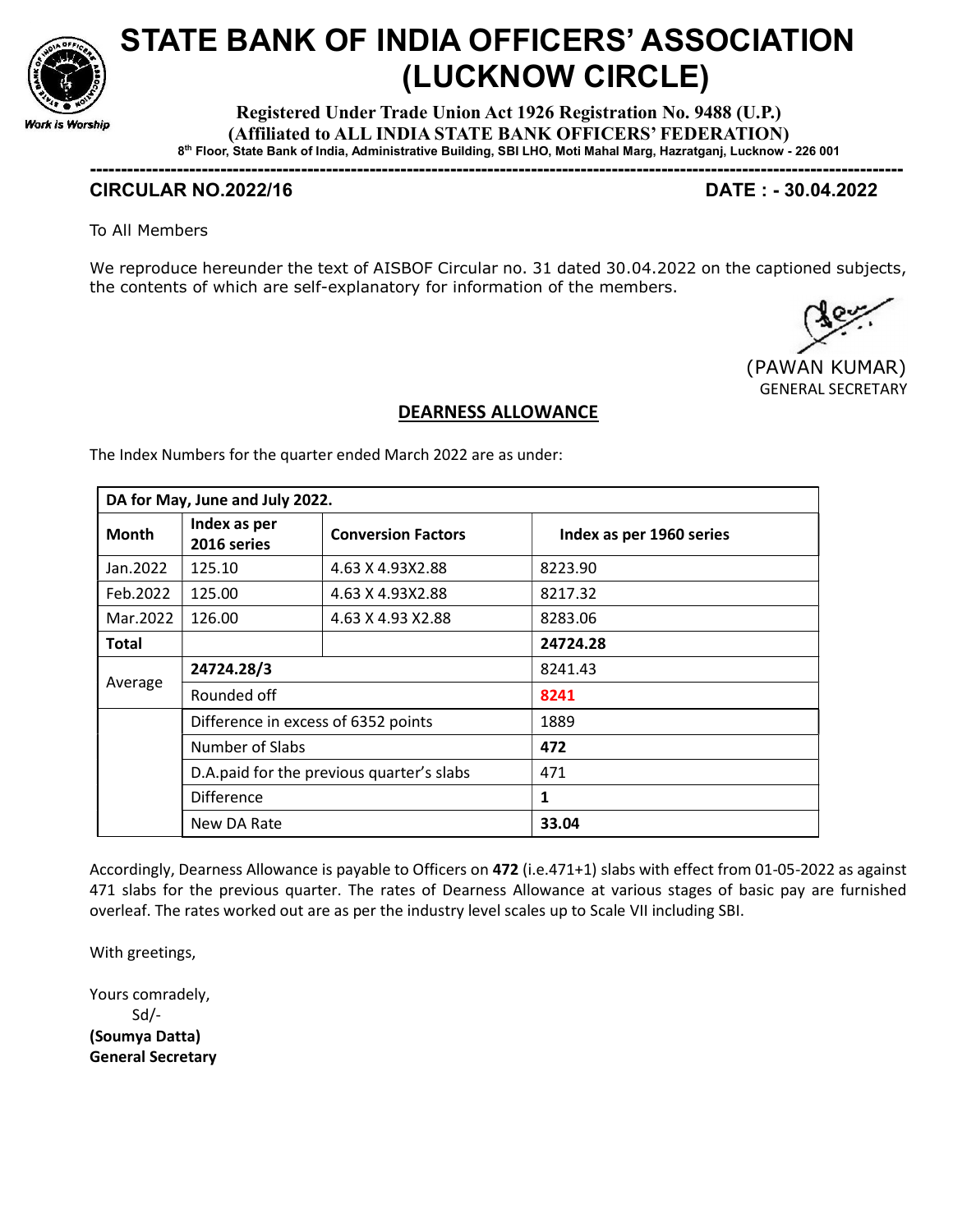# STATE BANK OF INDIA OFFICERS' ASSOCIATION (LUCKNOW CIRCLE)

**Registered Under Trade Union Act 1926 Registration No. 9488 (U.P.)**
**(Affiliated to ALL INDIA STATE BANK OFFICERS' FEDERATION)**
**8th Floor, State Bank of India, Administrative Building, SBI LHO, Moti Mahal Marg, Hazratganj, Lucknow - 226 001**

Work is Worship

---

**CIRCULAR NO.2022/16** **DATE : - 30.04.2022**

To All Members

We reproduce hereunder the text of AISBOF Circular no. 31 dated 30.04.2022 on the captioned subjects, the contents of which are self-explanatory for information of the members.

(PAWAN KUMAR)
GENERAL SECRETARY

## DEARNESS ALLOWANCE

The Index Numbers for the quarter ended March 2022 are as under:

| **DA for May, June and July 2022.** | | | |
|---|---|---|---|
| **Month** | **Index as per 2016 series** | **Conversion Factors** | **Index as per 1960 series** |
| Jan.2022 | 125.10 | 4.63 X 4.93X2.88 | 8223.90 |
| Feb.2022 | 125.00 | 4.63 X 4.93X2.88 | 8217.32 |
| Mar.2022 | 126.00 | 4.63 X 4.93 X2.88 | 8283.06 |
| **Total** | | | **24724.28** |
| Average | **24724.28/3** | | 8241.43 |
| | Rounded off | | **8241** |
| | Difference in excess of 6352 points | | 1889 |
| | Number of Slabs | | **472** |
| | D.A.paid for the previous quarter's slabs | | 471 |
| | Difference | | **1** |
| | New DA Rate | | **33.04** |

Accordingly, Dearness Allowance is payable to Officers on **472** (i.e.471+1) slabs with effect from 01-05-2022 as against 471 slabs for the previous quarter. The rates of Dearness Allowance at various stages of basic pay are furnished overleaf. The rates worked out are as per the industry level scales up to Scale VII including SBI.

With greetings,

Yours comradely,
Sd/-
**(Soumya Datta)**
**General Secretary**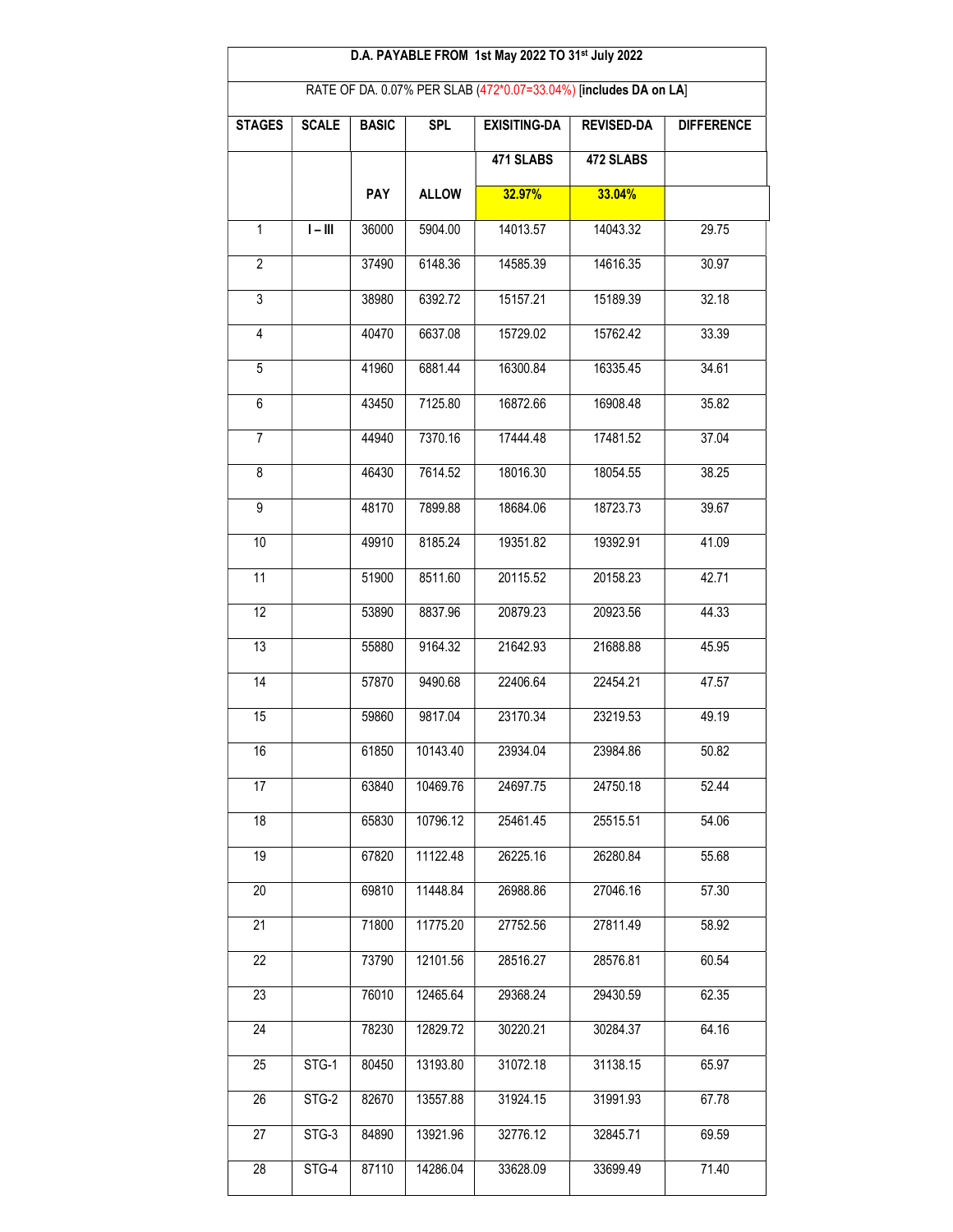| D.A. PAYABLE FROM 1st May 2022 TO 31st July 2022 | | | | | | |
|---|---|---|---|---|---|---|
| RATE OF DA. 0.07% PER SLAB (472*0.07=33.04%) [includes DA on LA] | | | | | | |
| **STAGES** | **SCALE** | **BASIC** | **SPL** | **EXISITING-DA** | **REVISED-DA** | **DIFFERENCE** |
| | | | | **471 SLABS** | **472 SLABS** | |
| | | **PAY** | **ALLOW** | **32.97%** | **33.04%** | |
| 1 | I – III | 36000 | 5904.00 | 14013.57 | 14043.32 | 29.75 |
| 2 | | 37490 | 6148.36 | 14585.39 | 14616.35 | 30.97 |
| 3 | | 38980 | 6392.72 | 15157.21 | 15189.39 | 32.18 |
| 4 | | 40470 | 6637.08 | 15729.02 | 15762.42 | 33.39 |
| 5 | | 41960 | 6881.44 | 16300.84 | 16335.45 | 34.61 |
| 6 | | 43450 | 7125.80 | 16872.66 | 16908.48 | 35.82 |
| 7 | | 44940 | 7370.16 | 17444.48 | 17481.52 | 37.04 |
| 8 | | 46430 | 7614.52 | 18016.30 | 18054.55 | 38.25 |
| 9 | | 48170 | 7899.88 | 18684.06 | 18723.73 | 39.67 |
| 10 | | 49910 | 8185.24 | 19351.82 | 19392.91 | 41.09 |
| 11 | | 51900 | 8511.60 | 20115.52 | 20158.23 | 42.71 |
| 12 | | 53890 | 8837.96 | 20879.23 | 20923.56 | 44.33 |
| 13 | | 55880 | 9164.32 | 21642.93 | 21688.88 | 45.95 |
| 14 | | 57870 | 9490.68 | 22406.64 | 22454.21 | 47.57 |
| 15 | | 59860 | 9817.04 | 23170.34 | 23219.53 | 49.19 |
| 16 | | 61850 | 10143.40 | 23934.04 | 23984.86 | 50.82 |
| 17 | | 63840 | 10469.76 | 24697.75 | 24750.18 | 52.44 |
| 18 | | 65830 | 10796.12 | 25461.45 | 25515.51 | 54.06 |
| 19 | | 67820 | 11122.48 | 26225.16 | 26280.84 | 55.68 |
| 20 | | 69810 | 11448.84 | 26988.86 | 27046.16 | 57.30 |
| 21 | | 71800 | 11775.20 | 27752.56 | 27811.49 | 58.92 |
| 22 | | 73790 | 12101.56 | 28516.27 | 28576.81 | 60.54 |
| 23 | | 76010 | 12465.64 | 29368.24 | 29430.59 | 62.35 |
| 24 | | 78230 | 12829.72 | 30220.21 | 30284.37 | 64.16 |
| 25 | STG-1 | 80450 | 13193.80 | 31072.18 | 31138.15 | 65.97 |
| 26 | STG-2 | 82670 | 13557.88 | 31924.15 | 31991.93 | 67.78 |
| 27 | STG-3 | 84890 | 13921.96 | 32776.12 | 32845.71 | 69.59 |
| 28 | STG-4 | 87110 | 14286.04 | 33628.09 | 33699.49 | 71.40 |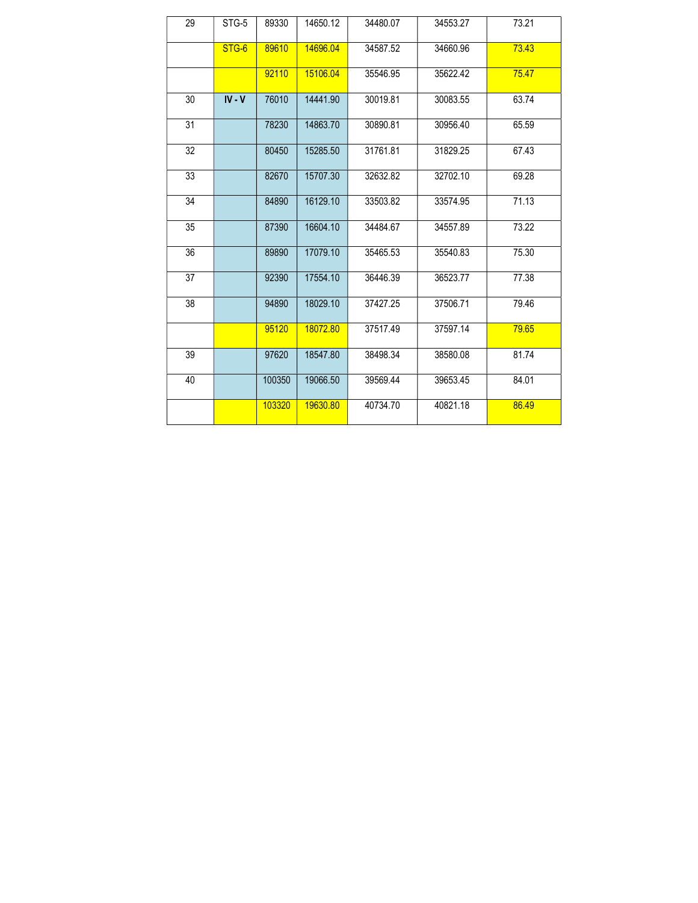| | | | | | | |
|---|---|---|---|---|---|---|
| 29 | STG-5 | 89330 | 14650.12 | 34480.07 | 34553.27 | 73.21 |
| | STG-6 | 89610 | 14696.04 | 34587.52 | 34660.96 | 73.43 |
| | | 92110 | 15106.04 | 35546.95 | 35622.42 | 75.47 |
| 30 | **IV - V** | 76010 | 14441.90 | 30019.81 | 30083.55 | 63.74 |
| 31 | | 78230 | 14863.70 | 30890.81 | 30956.40 | 65.59 |
| 32 | | 80450 | 15285.50 | 31761.81 | 31829.25 | 67.43 |
| 33 | | 82670 | 15707.30 | 32632.82 | 32702.10 | 69.28 |
| 34 | | 84890 | 16129.10 | 33503.82 | 33574.95 | 71.13 |
| 35 | | 87390 | 16604.10 | 34484.67 | 34557.89 | 73.22 |
| 36 | | 89890 | 17079.10 | 35465.53 | 35540.83 | 75.30 |
| 37 | | 92390 | 17554.10 | 36446.39 | 36523.77 | 77.38 |
| 38 | | 94890 | 18029.10 | 37427.25 | 37506.71 | 79.46 |
| | | 95120 | 18072.80 | 37517.49 | 37597.14 | 79.65 |
| 39 | | 97620 | 18547.80 | 38498.34 | 38580.08 | 81.74 |
| 40 | | 100350 | 19066.50 | 39569.44 | 39653.45 | 84.01 |
| | | 103320 | 19630.80 | 40734.70 | 40821.18 | 86.49 |